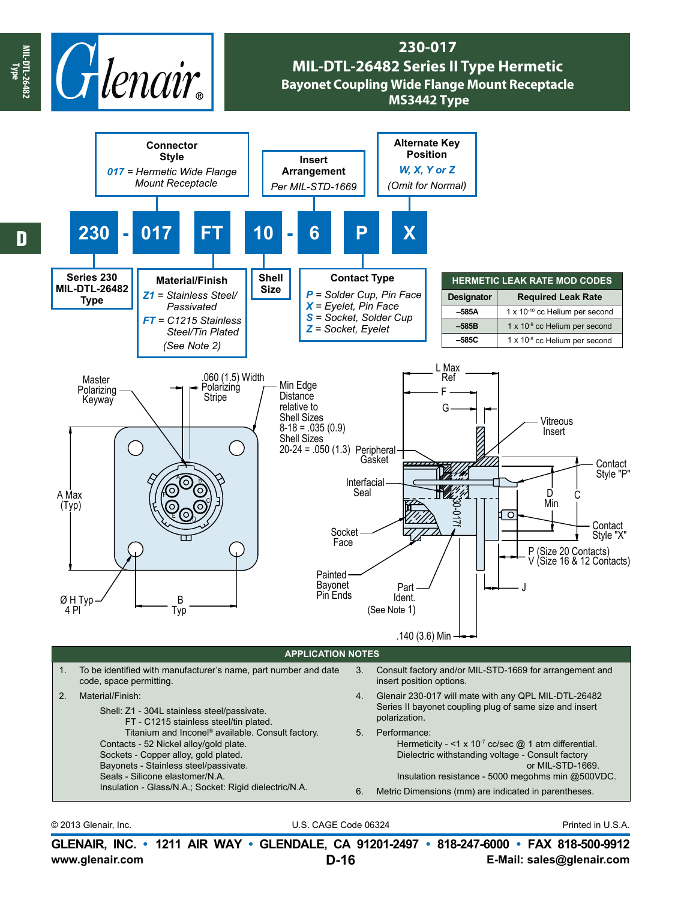# 230-017
## MIL-DTL-26482 Series II Type Hermetic
### Bayonet Coupling Wide Flange Mount Receptacle
### MS3442 Type

**230 - 017 FT 10 - 6 P X**

**Series 230 MIL-DTL-26482 Type**

**Connector Style**
*017* = *Hermetic Wide Flange Mount Receptacle*

**Material/Finish**
*Z1* = *Stainless Steel/ Passivated*
*FT* = *C1215 Stainless Steel/Tin Plated*
*(See Note 2)*

**Shell Size**

**Insert Arrangement**
*Per MIL-STD-1669*

**Contact Type**
*P* = *Solder Cup, Pin Face*
*X* = *Eyelet, Pin Face*
*S* = *Socket, Solder Cup*
*Z* = *Socket, Eyelet*

**Alternate Key Position**
*W, X, Y or Z*
*(Omit for Normal)*

| HERMETIC LEAK RATE MOD CODES | |
|---|---|
| **Designator** | **Required Leak Rate** |
| –585A | 1 x $10^{-10}$ cc Helium per second |
| –585B | 1 x $10^{-9}$ cc Helium per second |
| –585C | 1 x $10^{-8}$ cc Helium per second |

Master Polarizing Keyway
.060 (1.5) Width Polarizing Stripe
Min Edge Distance relative to Shell Sizes 8-18 = .035 (0.9) Shell Sizes 20-24 = .050 (1.3)
A Max (Typ)
Ø H Typ 4 Pl
B Typ
L Max Ref
F
G
Vitreous Insert
Peripheral Gasket
Interfacial Seal
Contact Style "P"
D Min
C
Contact Style "X"
Socket Face
P (Size 20 Contacts)
V (Size 16 & 12 Contacts)
Painted Bayonet Pin Ends
Part Ident. (See Note 1)
J
.140 (3.6) Min

## APPLICATION NOTES

1. To be identified with manufacturer's name, part number and date code, space permitting.
2. Material/Finish:
   Shell: Z1 - 304L stainless steel/passivate.
   FT - C1215 stainless steel/tin plated.
   Titanium and Inconel® available. Consult factory.
   Contacts - 52 Nickel alloy/gold plate.
   Sockets - Copper alloy, gold plated.
   Bayonets - Stainless steel/passivate.
   Seals - Silicone elastomer/N.A.
   Insulation - Glass/N.A.; Socket: Rigid dielectric/N.A.
3. Consult factory and/or MIL-STD-1669 for arrangement and insert position options.
4. Glenair 230-017 will mate with any QPL MIL-DTL-26482 Series II bayonet coupling plug of same size and insert polarization.
5. Performance:
   Hermeticity - <1 x $10^{-7}$ cc/sec @ 1 atm differential.
   Dielectric withstanding voltage - Consult factory or MIL-STD-1669.
   Insulation resistance - 5000 megohms min @500VDC.
6. Metric Dimensions (mm) are indicated in parentheses.

© 2013 Glenair, Inc. U.S. CAGE Code 06324 Printed in U.S.A.

**GLENAIR, INC. • 1211 AIR WAY • GLENDALE, CA 91201-2497 • 818-247-6000 • FAX 818-500-9912**
**www.glenair.com** **E-Mail: sales@glenair.com**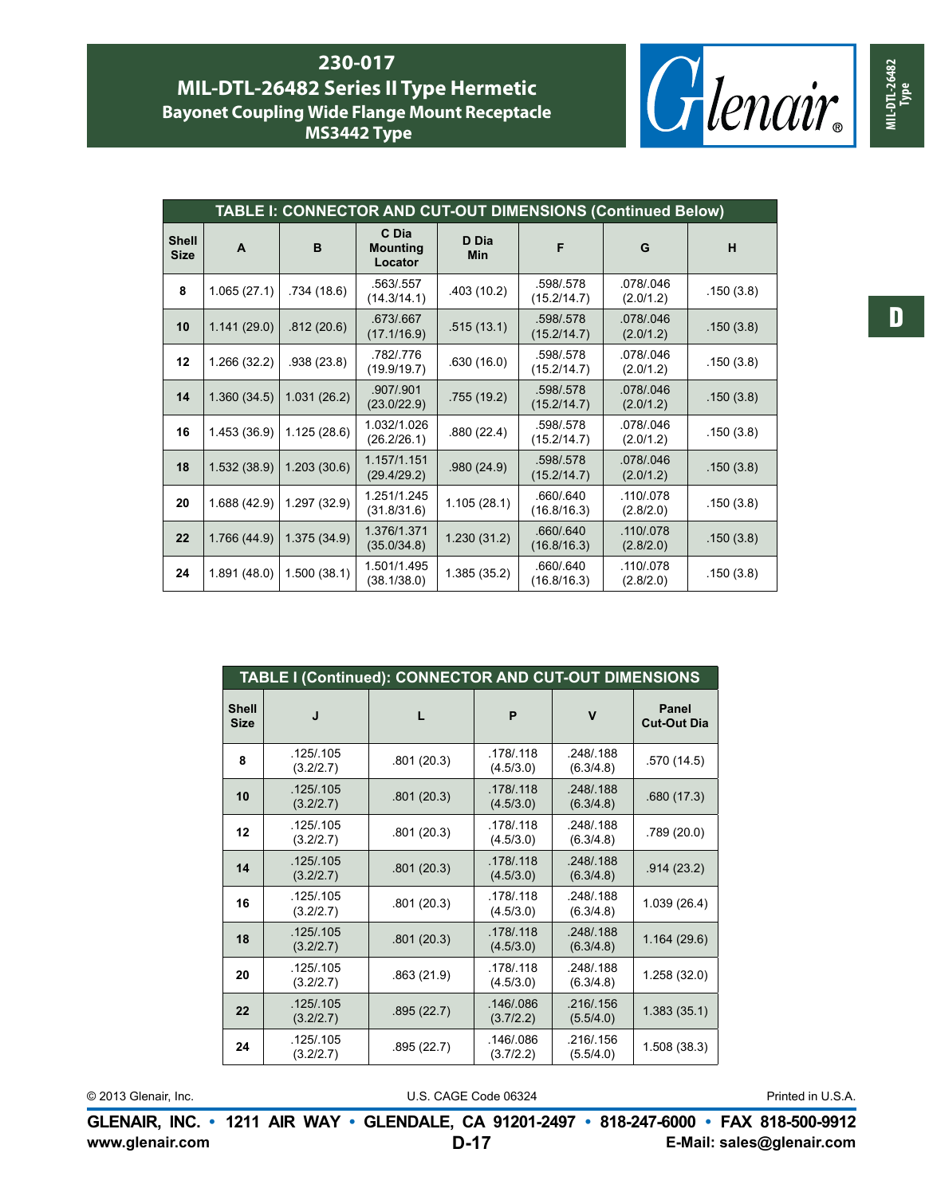# 230-017

## MIL-DTL-26482 Series II Type Hermetic

### Bayonet Coupling Wide Flange Mount Receptacle

### MS3442 Type

| TABLE I: CONNECTOR AND CUT-OUT DIMENSIONS (Continued Below) | | | | | | | |
|---|---|---|---|---|---|---|---|
| Shell Size | A | B | C Dia Mounting Locator | D Dia Min | F | G | H |
| 8 | 1.065 (27.1) | .734 (18.6) | .563/.557 (14.3/14.1) | .403 (10.2) | .598/.578 (15.2/14.7) | .078/.046 (2.0/1.2) | .150 (3.8) |
| 10 | 1.141 (29.0) | .812 (20.6) | .673/.667 (17.1/16.9) | .515 (13.1) | .598/.578 (15.2/14.7) | .078/.046 (2.0/1.2) | .150 (3.8) |
| 12 | 1.266 (32.2) | .938 (23.8) | .782/.776 (19.9/19.7) | .630 (16.0) | .598/.578 (15.2/14.7) | .078/.046 (2.0/1.2) | .150 (3.8) |
| 14 | 1.360 (34.5) | 1.031 (26.2) | .907/.901 (23.0/22.9) | .755 (19.2) | .598/.578 (15.2/14.7) | .078/.046 (2.0/1.2) | .150 (3.8) |
| 16 | 1.453 (36.9) | 1.125 (28.6) | 1.032/1.026 (26.2/26.1) | .880 (22.4) | .598/.578 (15.2/14.7) | .078/.046 (2.0/1.2) | .150 (3.8) |
| 18 | 1.532 (38.9) | 1.203 (30.6) | 1.157/1.151 (29.4/29.2) | .980 (24.9) | .598/.578 (15.2/14.7) | .078/.046 (2.0/1.2) | .150 (3.8) |
| 20 | 1.688 (42.9) | 1.297 (32.9) | 1.251/1.245 (31.8/31.6) | 1.105 (28.1) | .660/.640 (16.8/16.3) | .110/.078 (2.8/2.0) | .150 (3.8) |
| 22 | 1.766 (44.9) | 1.375 (34.9) | 1.376/1.371 (35.0/34.8) | 1.230 (31.2) | .660/.640 (16.8/16.3) | .110/.078 (2.8/2.0) | .150 (3.8) |
| 24 | 1.891 (48.0) | 1.500 (38.1) | 1.501/1.495 (38.1/38.0) | 1.385 (35.2) | .660/.640 (16.8/16.3) | .110/.078 (2.8/2.0) | .150 (3.8) |

| TABLE I (Continued): CONNECTOR AND CUT-OUT DIMENSIONS | | | | | |
|---|---|---|---|---|---|
| Shell Size | J | L | P | V | Panel Cut-Out Dia |
| 8 | .125/.105 (3.2/2.7) | .801 (20.3) | .178/.118 (4.5/3.0) | .248/.188 (6.3/4.8) | .570 (14.5) |
| 10 | .125/.105 (3.2/2.7) | .801 (20.3) | .178/.118 (4.5/3.0) | .248/.188 (6.3/4.8) | .680 (17.3) |
| 12 | .125/.105 (3.2/2.7) | .801 (20.3) | .178/.118 (4.5/3.0) | .248/.188 (6.3/4.8) | .789 (20.0) |
| 14 | .125/.105 (3.2/2.7) | .801 (20.3) | .178/.118 (4.5/3.0) | .248/.188 (6.3/4.8) | .914 (23.2) |
| 16 | .125/.105 (3.2/2.7) | .801 (20.3) | .178/.118 (4.5/3.0) | .248/.188 (6.3/4.8) | 1.039 (26.4) |
| 18 | .125/.105 (3.2/2.7) | .801 (20.3) | .178/.118 (4.5/3.0) | .248/.188 (6.3/4.8) | 1.164 (29.6) |
| 20 | .125/.105 (3.2/2.7) | .863 (21.9) | .178/.118 (4.5/3.0) | .248/.188 (6.3/4.8) | 1.258 (32.0) |
| 22 | .125/.105 (3.2/2.7) | .895 (22.7) | .146/.086 (3.7/2.2) | .216/.156 (5.5/4.0) | 1.383 (35.1) |
| 24 | .125/.105 (3.2/2.7) | .895 (22.7) | .146/.086 (3.7/2.2) | .216/.156 (5.5/4.0) | 1.508 (38.3) |